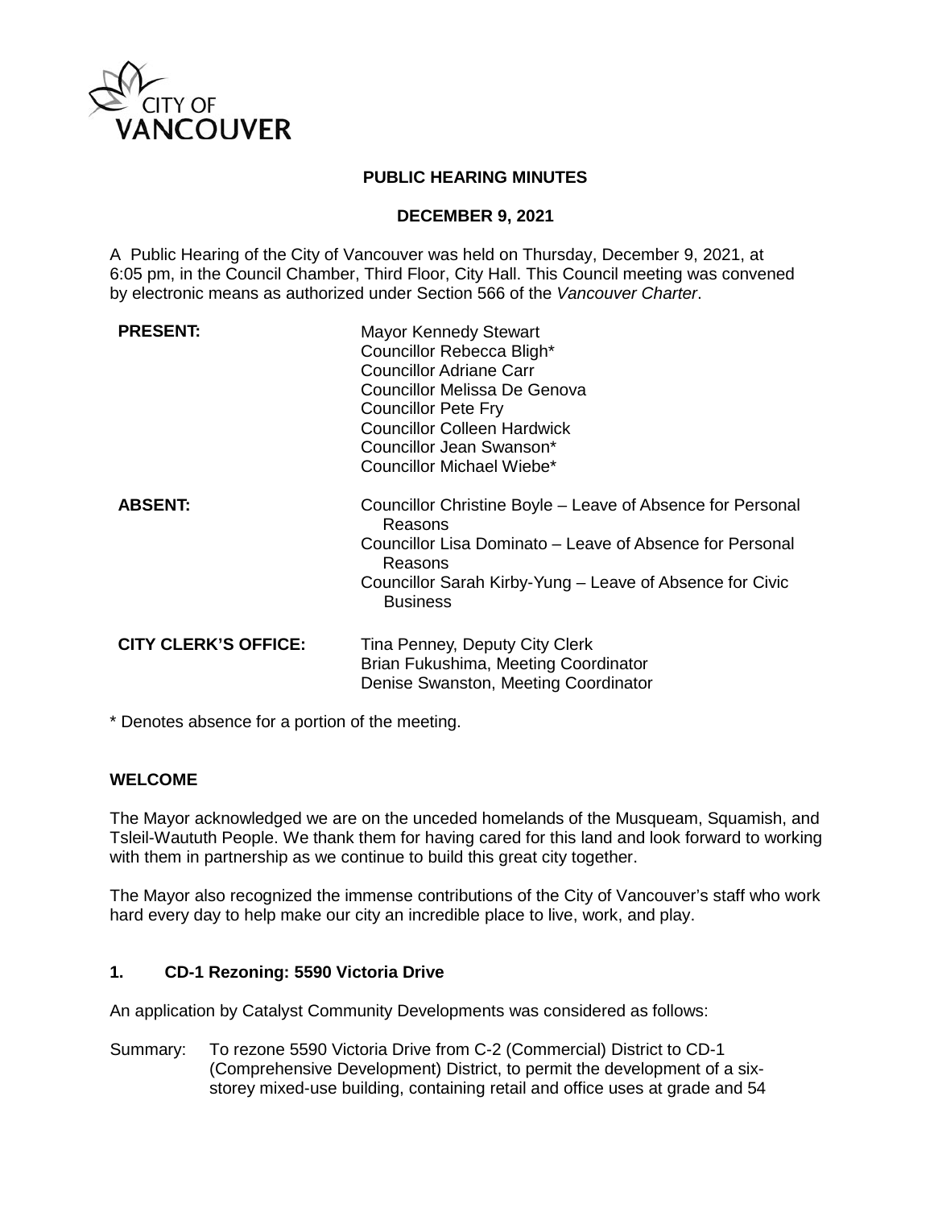CITY OF VANCOUVER

# PUBLIC HEARING MINUTES

## DECEMBER 9, 2021

A Public Hearing of the City of Vancouver was held on Thursday, December 9, 2021, at 6:05 pm, in the Council Chamber, Third Floor, City Hall. This Council meeting was convened by electronic means as authorized under Section 566 of the *Vancouver Charter*.

| | |
|---|---|
| **PRESENT:** | Mayor Kennedy Stewart<br>Councillor Rebecca Bligh*<br>Councillor Adriane Carr<br>Councillor Melissa De Genova<br>Councillor Pete Fry<br>Councillor Colleen Hardwick<br>Councillor Jean Swanson*<br>Councillor Michael Wiebe* |
| **ABSENT:** | Councillor Christine Boyle – Leave of Absence for Personal Reasons<br>Councillor Lisa Dominato – Leave of Absence for Personal Reasons<br>Councillor Sarah Kirby-Yung – Leave of Absence for Civic Business |
| **CITY CLERK'S OFFICE:** | Tina Penney, Deputy City Clerk<br>Brian Fukushima, Meeting Coordinator<br>Denise Swanston, Meeting Coordinator |

* Denotes absence for a portion of the meeting.

### WELCOME

The Mayor acknowledged we are on the unceded homelands of the Musqueam, Squamish, and Tsleil-Waututh People. We thank them for having cared for this land and look forward to working with them in partnership as we continue to build this great city together.

The Mayor also recognized the immense contributions of the City of Vancouver's staff who work hard every day to help make our city an incredible place to live, work, and play.

### 1. CD-1 Rezoning: 5590 Victoria Drive

An application by Catalyst Community Developments was considered as follows:

Summary: To rezone 5590 Victoria Drive from C-2 (Commercial) District to CD-1 (Comprehensive Development) District, to permit the development of a six-storey mixed-use building, containing retail and office uses at grade and 54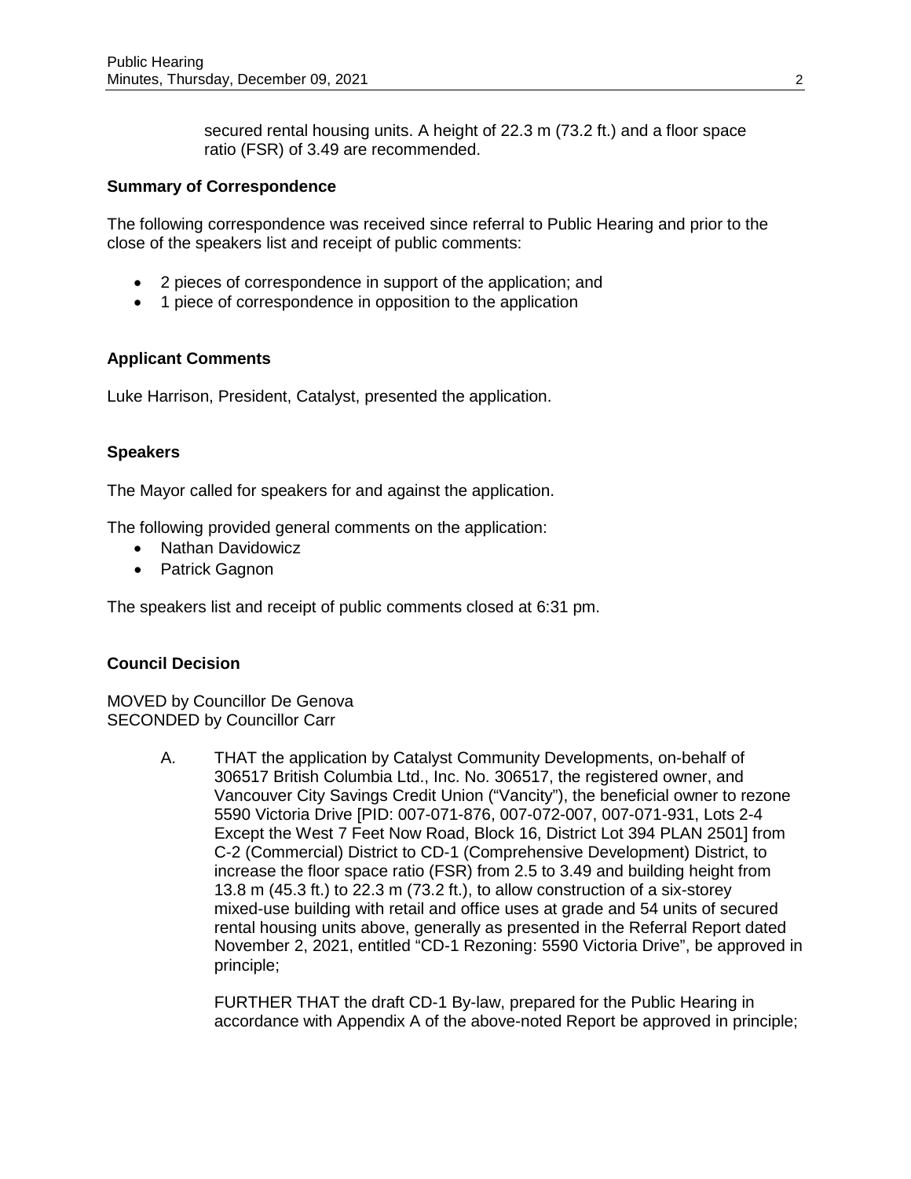secured rental housing units. A height of 22.3 m (73.2 ft.) and a floor space ratio (FSR) of 3.49 are recommended.

### Summary of Correspondence

The following correspondence was received since referral to Public Hearing and prior to the close of the speakers list and receipt of public comments:

- 2 pieces of correspondence in support of the application; and
- 1 piece of correspondence in opposition to the application

### Applicant Comments

Luke Harrison, President, Catalyst, presented the application.

### Speakers

The Mayor called for speakers for and against the application.

The following provided general comments on the application:

- Nathan Davidowicz
- Patrick Gagnon

The speakers list and receipt of public comments closed at 6:31 pm.

### Council Decision

MOVED by Councillor De Genova
SECONDED by Councillor Carr

A. THAT the application by Catalyst Community Developments, on-behalf of 306517 British Columbia Ltd., Inc. No. 306517, the registered owner, and Vancouver City Savings Credit Union ("Vancity"), the beneficial owner to rezone 5590 Victoria Drive [PID: 007-071-876, 007-072-007, 007-071-931, Lots 2-4 Except the West 7 Feet Now Road, Block 16, District Lot 394 PLAN 2501] from C-2 (Commercial) District to CD-1 (Comprehensive Development) District, to increase the floor space ratio (FSR) from 2.5 to 3.49 and building height from 13.8 m (45.3 ft.) to 22.3 m (73.2 ft.), to allow construction of a six-storey mixed-use building with retail and office uses at grade and 54 units of secured rental housing units above, generally as presented in the Referral Report dated November 2, 2021, entitled "CD-1 Rezoning: 5590 Victoria Drive", be approved in principle;

FURTHER THAT the draft CD-1 By-law, prepared for the Public Hearing in accordance with Appendix A of the above-noted Report be approved in principle;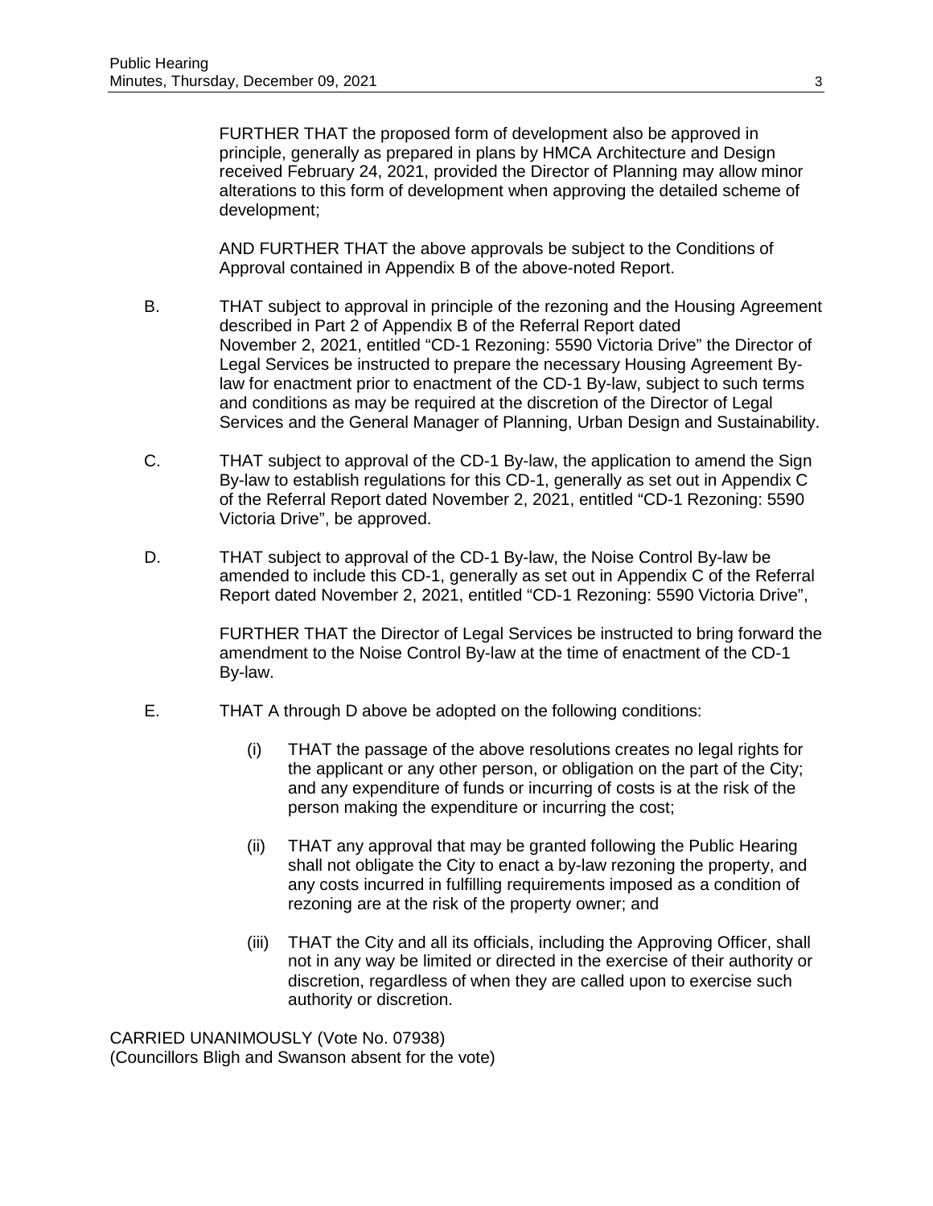FURTHER THAT the proposed form of development also be approved in principle, generally as prepared in plans by HMCA Architecture and Design received February 24, 2021, provided the Director of Planning may allow minor alterations to this form of development when approving the detailed scheme of development;

AND FURTHER THAT the above approvals be subject to the Conditions of Approval contained in Appendix B of the above-noted Report.

B. THAT subject to approval in principle of the rezoning and the Housing Agreement described in Part 2 of Appendix B of the Referral Report dated November 2, 2021, entitled "CD-1 Rezoning: 5590 Victoria Drive" the Director of Legal Services be instructed to prepare the necessary Housing Agreement By-law for enactment prior to enactment of the CD-1 By-law, subject to such terms and conditions as may be required at the discretion of the Director of Legal Services and the General Manager of Planning, Urban Design and Sustainability.

C. THAT subject to approval of the CD-1 By-law, the application to amend the Sign By-law to establish regulations for this CD-1, generally as set out in Appendix C of the Referral Report dated November 2, 2021, entitled "CD-1 Rezoning: 5590 Victoria Drive", be approved.

D. THAT subject to approval of the CD-1 By-law, the Noise Control By-law be amended to include this CD-1, generally as set out in Appendix C of the Referral Report dated November 2, 2021, entitled "CD-1 Rezoning: 5590 Victoria Drive",

FURTHER THAT the Director of Legal Services be instructed to bring forward the amendment to the Noise Control By-law at the time of enactment of the CD-1 By-law.

E. THAT A through D above be adopted on the following conditions:

(i) THAT the passage of the above resolutions creates no legal rights for the applicant or any other person, or obligation on the part of the City; and any expenditure of funds or incurring of costs is at the risk of the person making the expenditure or incurring the cost;

(ii) THAT any approval that may be granted following the Public Hearing shall not obligate the City to enact a by-law rezoning the property, and any costs incurred in fulfilling requirements imposed as a condition of rezoning are at the risk of the property owner; and

(iii) THAT the City and all its officials, including the Approving Officer, shall not in any way be limited or directed in the exercise of their authority or discretion, regardless of when they are called upon to exercise such authority or discretion.

CARRIED UNANIMOUSLY (Vote No. 07938)
(Councillors Bligh and Swanson absent for the vote)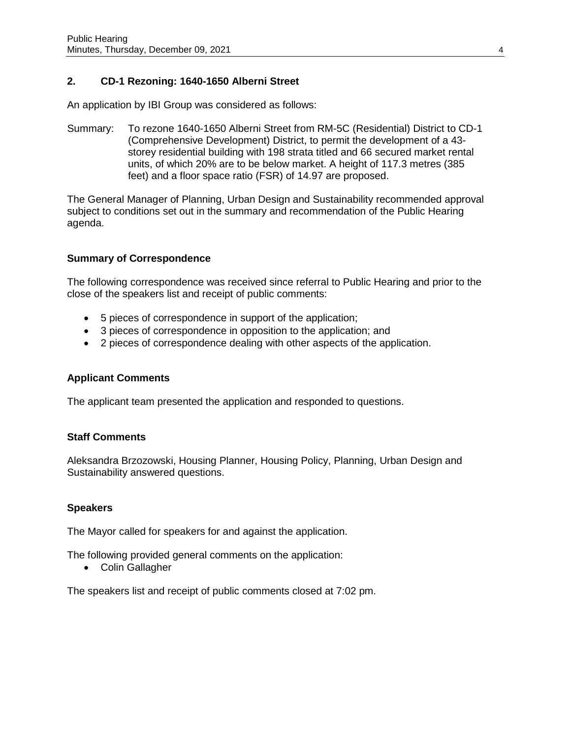## 2. CD-1 Rezoning: 1640-1650 Alberni Street

An application by IBI Group was considered as follows:

Summary: To rezone 1640-1650 Alberni Street from RM-5C (Residential) District to CD-1 (Comprehensive Development) District, to permit the development of a 43-storey residential building with 198 strata titled and 66 secured market rental units, of which 20% are to be below market. A height of 117.3 metres (385 feet) and a floor space ratio (FSR) of 14.97 are proposed.

The General Manager of Planning, Urban Design and Sustainability recommended approval subject to conditions set out in the summary and recommendation of the Public Hearing agenda.

### Summary of Correspondence

The following correspondence was received since referral to Public Hearing and prior to the close of the speakers list and receipt of public comments:

- 5 pieces of correspondence in support of the application;
- 3 pieces of correspondence in opposition to the application; and
- 2 pieces of correspondence dealing with other aspects of the application.

### Applicant Comments

The applicant team presented the application and responded to questions.

### Staff Comments

Aleksandra Brzozowski, Housing Planner, Housing Policy, Planning, Urban Design and Sustainability answered questions.

### Speakers

The Mayor called for speakers for and against the application.

The following provided general comments on the application:

- Colin Gallagher

The speakers list and receipt of public comments closed at 7:02 pm.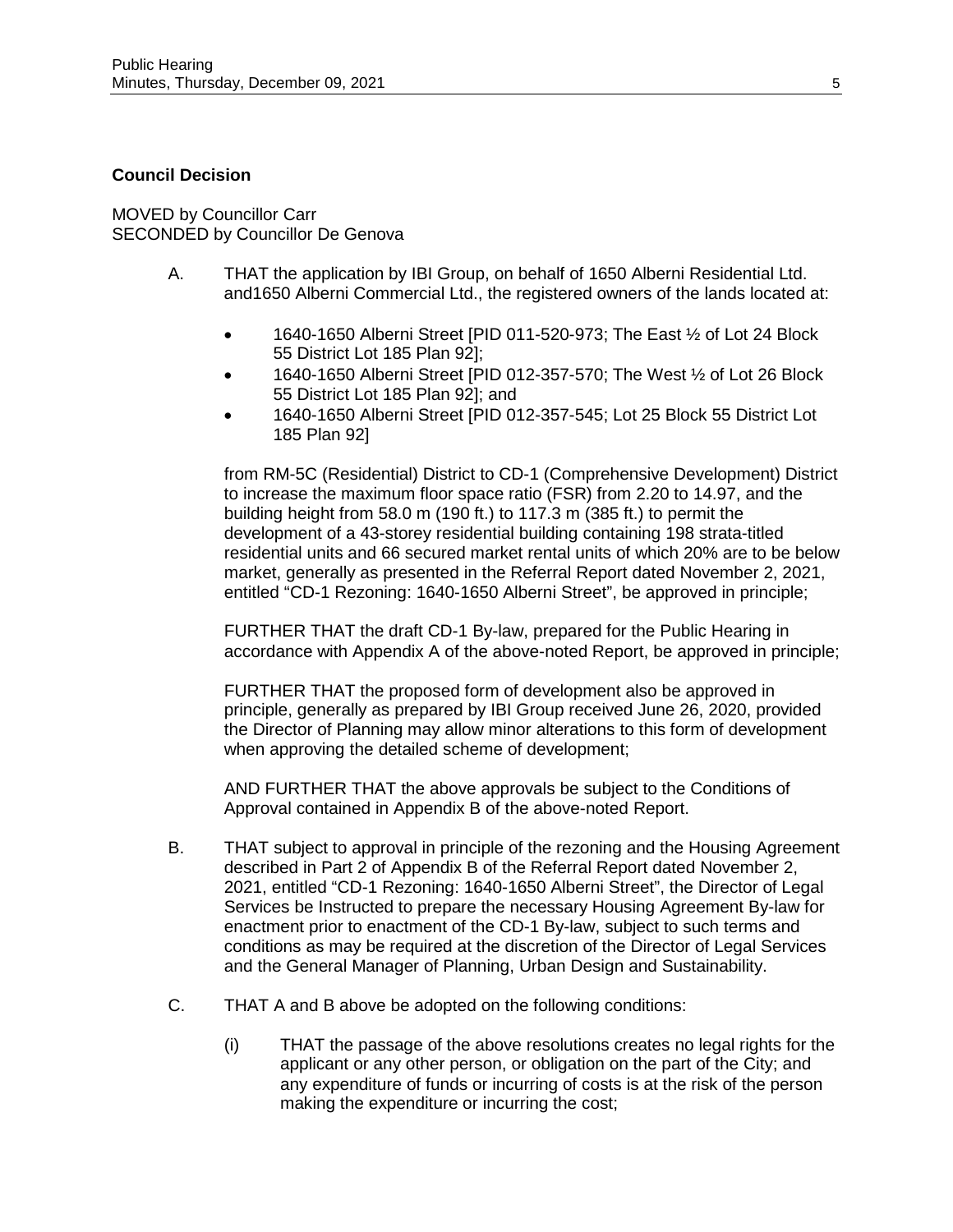**Council Decision**

MOVED by Councillor Carr
SECONDED by Councillor De Genova

A. THAT the application by IBI Group, on behalf of 1650 Alberni Residential Ltd. and1650 Alberni Commercial Ltd., the registered owners of the lands located at:

- 1640-1650 Alberni Street [PID 011-520-973; The East ½ of Lot 24 Block 55 District Lot 185 Plan 92];
- 1640-1650 Alberni Street [PID 012-357-570; The West ½ of Lot 26 Block 55 District Lot 185 Plan 92]; and
- 1640-1650 Alberni Street [PID 012-357-545; Lot 25 Block 55 District Lot 185 Plan 92]

from RM-5C (Residential) District to CD-1 (Comprehensive Development) District to increase the maximum floor space ratio (FSR) from 2.20 to 14.97, and the building height from 58.0 m (190 ft.) to 117.3 m (385 ft.) to permit the development of a 43-storey residential building containing 198 strata-titled residential units and 66 secured market rental units of which 20% are to be below market, generally as presented in the Referral Report dated November 2, 2021, entitled "CD-1 Rezoning: 1640-1650 Alberni Street", be approved in principle;

FURTHER THAT the draft CD-1 By-law, prepared for the Public Hearing in accordance with Appendix A of the above-noted Report, be approved in principle;

FURTHER THAT the proposed form of development also be approved in principle, generally as prepared by IBI Group received June 26, 2020, provided the Director of Planning may allow minor alterations to this form of development when approving the detailed scheme of development;

AND FURTHER THAT the above approvals be subject to the Conditions of Approval contained in Appendix B of the above-noted Report.

B. THAT subject to approval in principle of the rezoning and the Housing Agreement described in Part 2 of Appendix B of the Referral Report dated November 2, 2021, entitled "CD-1 Rezoning: 1640-1650 Alberni Street", the Director of Legal Services be Instructed to prepare the necessary Housing Agreement By-law for enactment prior to enactment of the CD-1 By-law, subject to such terms and conditions as may be required at the discretion of the Director of Legal Services and the General Manager of Planning, Urban Design and Sustainability.

C. THAT A and B above be adopted on the following conditions:

(i) THAT the passage of the above resolutions creates no legal rights for the applicant or any other person, or obligation on the part of the City; and any expenditure of funds or incurring of costs is at the risk of the person making the expenditure or incurring the cost;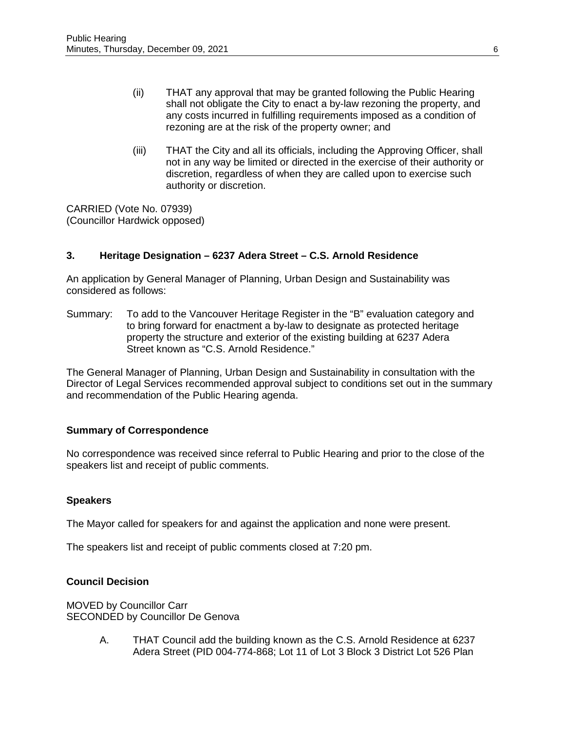(ii) THAT any approval that may be granted following the Public Hearing shall not obligate the City to enact a by-law rezoning the property, and any costs incurred in fulfilling requirements imposed as a condition of rezoning are at the risk of the property owner; and

(iii) THAT the City and all its officials, including the Approving Officer, shall not in any way be limited or directed in the exercise of their authority or discretion, regardless of when they are called upon to exercise such authority or discretion.

CARRIED (Vote No. 07939)
(Councillor Hardwick opposed)

### 3. Heritage Designation – 6237 Adera Street – C.S. Arnold Residence

An application by General Manager of Planning, Urban Design and Sustainability was considered as follows:

Summary: To add to the Vancouver Heritage Register in the "B" evaluation category and to bring forward for enactment a by-law to designate as protected heritage property the structure and exterior of the existing building at 6237 Adera Street known as "C.S. Arnold Residence."

The General Manager of Planning, Urban Design and Sustainability in consultation with the Director of Legal Services recommended approval subject to conditions set out in the summary and recommendation of the Public Hearing agenda.

#### Summary of Correspondence

No correspondence was received since referral to Public Hearing and prior to the close of the speakers list and receipt of public comments.

#### Speakers

The Mayor called for speakers for and against the application and none were present.

The speakers list and receipt of public comments closed at 7:20 pm.

#### Council Decision

MOVED by Councillor Carr
SECONDED by Councillor De Genova

A. THAT Council add the building known as the C.S. Arnold Residence at 6237 Adera Street (PID 004-774-868; Lot 11 of Lot 3 Block 3 District Lot 526 Plan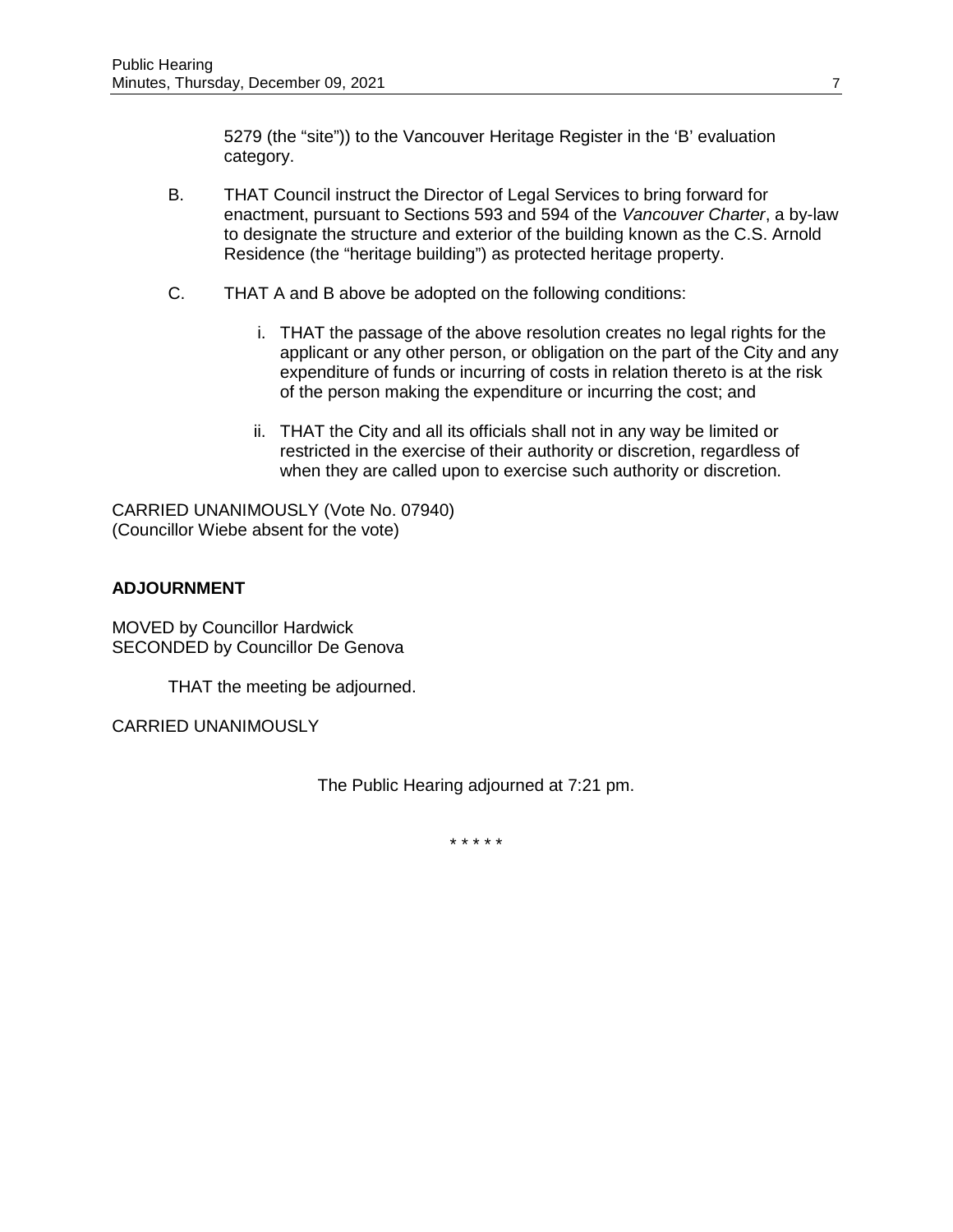5279 (the "site")) to the Vancouver Heritage Register in the 'B' evaluation category.

B. THAT Council instruct the Director of Legal Services to bring forward for enactment, pursuant to Sections 593 and 594 of the *Vancouver Charter*, a by-law to designate the structure and exterior of the building known as the C.S. Arnold Residence (the "heritage building") as protected heritage property.

C. THAT A and B above be adopted on the following conditions:

   i. THAT the passage of the above resolution creates no legal rights for the applicant or any other person, or obligation on the part of the City and any expenditure of funds or incurring of costs in relation thereto is at the risk of the person making the expenditure or incurring the cost; and

   ii. THAT the City and all its officials shall not in any way be limited or restricted in the exercise of their authority or discretion, regardless of when they are called upon to exercise such authority or discretion.

CARRIED UNANIMOUSLY (Vote No. 07940)
(Councillor Wiebe absent for the vote)

**ADJOURNMENT**

MOVED by Councillor Hardwick
SECONDED by Councillor De Genova

THAT the meeting be adjourned.

CARRIED UNANIMOUSLY

The Public Hearing adjourned at 7:21 pm.

* * * * *